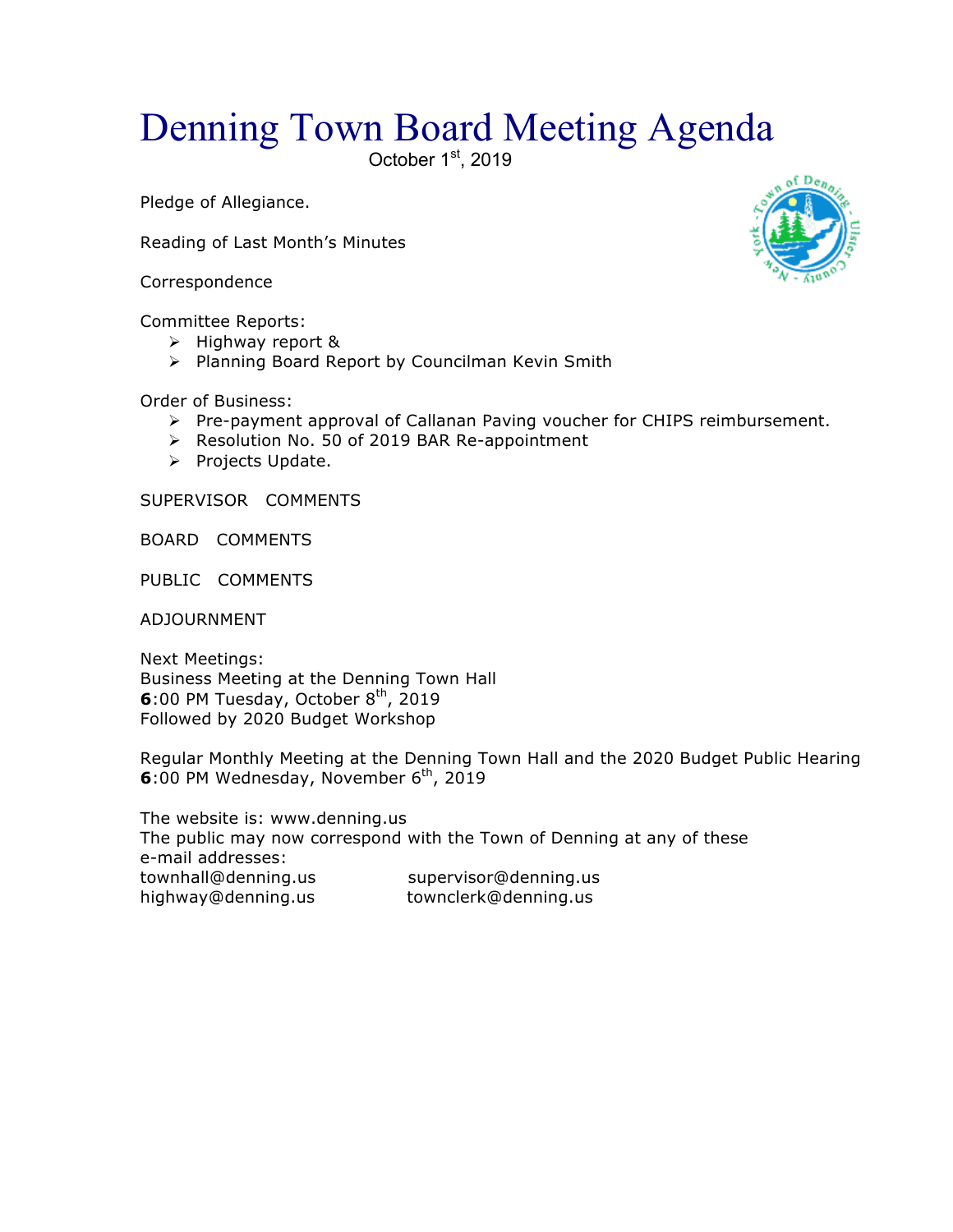# Denning Town Board Meeting Agenda

October 1st, 2019

Pledge of Allegiance.

Reading of Last Month's Minutes

Correspondence

Committee Reports:

- Highway report &
- Planning Board Report by Councilman Kevin Smith

Order of Business:

- Pre-payment approval of Callanan Paving voucher for CHIPS reimbursement.
- Resolution No. 50 of 2019 BAR Re-appointment
- Projects Update.

SUPERVISOR COMMENTS

BOARD COMMENTS

PUBLIC COMMENTS

ADJOURNMENT

Next Meetings:
Business Meeting at the Denning Town Hall
**6**:00 PM Tuesday, October 8th, 2019
Followed by 2020 Budget Workshop

Regular Monthly Meeting at the Denning Town Hall and the 2020 Budget Public Hearing
**6**:00 PM Wednesday, November 6th, 2019

The website is: www.denning.us
The public may now correspond with the Town of Denning at any of these e-mail addresses:

townhall@denning.us supervisor@denning.us
highway@denning.us townclerk@denning.us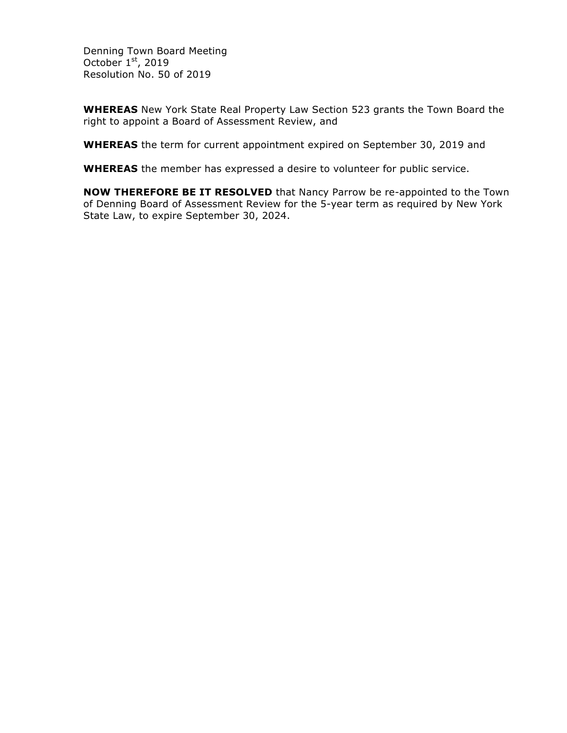Denning Town Board Meeting
October 1st, 2019
Resolution No. 50 of 2019

**WHEREAS** New York State Real Property Law Section 523 grants the Town Board the right to appoint a Board of Assessment Review, and

**WHEREAS** the term for current appointment expired on September 30, 2019 and

**WHEREAS** the member has expressed a desire to volunteer for public service.

**NOW THEREFORE BE IT RESOLVED** that Nancy Parrow be re-appointed to the Town of Denning Board of Assessment Review for the 5-year term as required by New York State Law, to expire September 30, 2024.